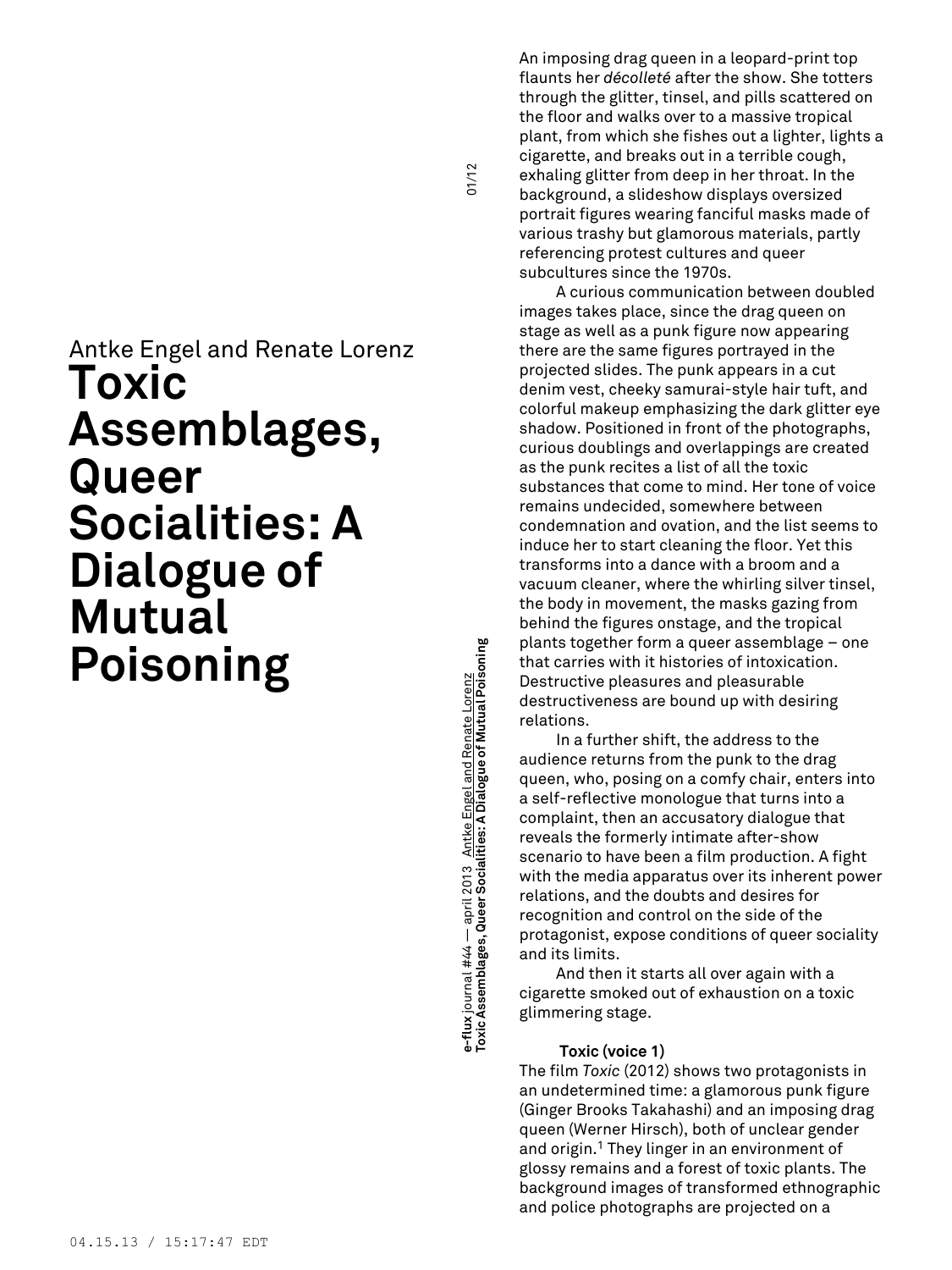Antke Engel and Renate Lorenz

# Toxic Assemblages, Queer Socialities: A Dialogue of Mutual Poisoning

An imposing drag queen in a leopard-print top flaunts her *décolleté* after the show. She totters through the glitter, tinsel, and pills scattered on the floor and walks over to a massive tropical plant, from which she fishes out a lighter, lights a cigarette, and breaks out in a terrible cough, exhaling glitter from deep in her throat. In the background, a slideshow displays oversized portrait figures wearing fanciful masks made of various trashy but glamorous materials, partly referencing protest cultures and queer subcultures since the 1970s.

A curious communication between doubled images takes place, since the drag queen on stage as well as a punk figure now appearing there are the same figures portrayed in the projected slides. The punk appears in a cut denim vest, cheeky samurai-style hair tuft, and colorful makeup emphasizing the dark glitter eye shadow. Positioned in front of the photographs, curious doublings and overlappings are created as the punk recites a list of all the toxic substances that come to mind. Her tone of voice remains undecided, somewhere between condemnation and ovation, and the list seems to induce her to start cleaning the floor. Yet this transforms into a dance with a broom and a vacuum cleaner, where the whirling silver tinsel, the body in movement, the masks gazing from behind the figures onstage, and the tropical plants together form a queer assemblage – one that carries with it histories of intoxication. Destructive pleasures and pleasurable destructiveness are bound up with desiring relations.

In a further shift, the address to the audience returns from the punk to the drag queen, who, posing on a comfy chair, enters into a self-reflective monologue that turns into a complaint, then an accusatory dialogue that reveals the formerly intimate after-show scenario to have been a film production. A fight with the media apparatus over its inherent power relations, and the doubts and desires for recognition and control on the side of the protagonist, expose conditions of queer sociality and its limits.

And then it starts all over again with a cigarette smoked out of exhaustion on a toxic glimmering stage.

### Toxic (voice 1)

The film *Toxic* (2012) shows two protagonists in an undetermined time: a glamorous punk figure (Ginger Brooks Takahashi) and an imposing drag queen (Werner Hirsch), both of unclear gender and origin.[1] They linger in an environment of glossy remains and a forest of toxic plants. The background images of transformed ethnographic and police photographs are projected on a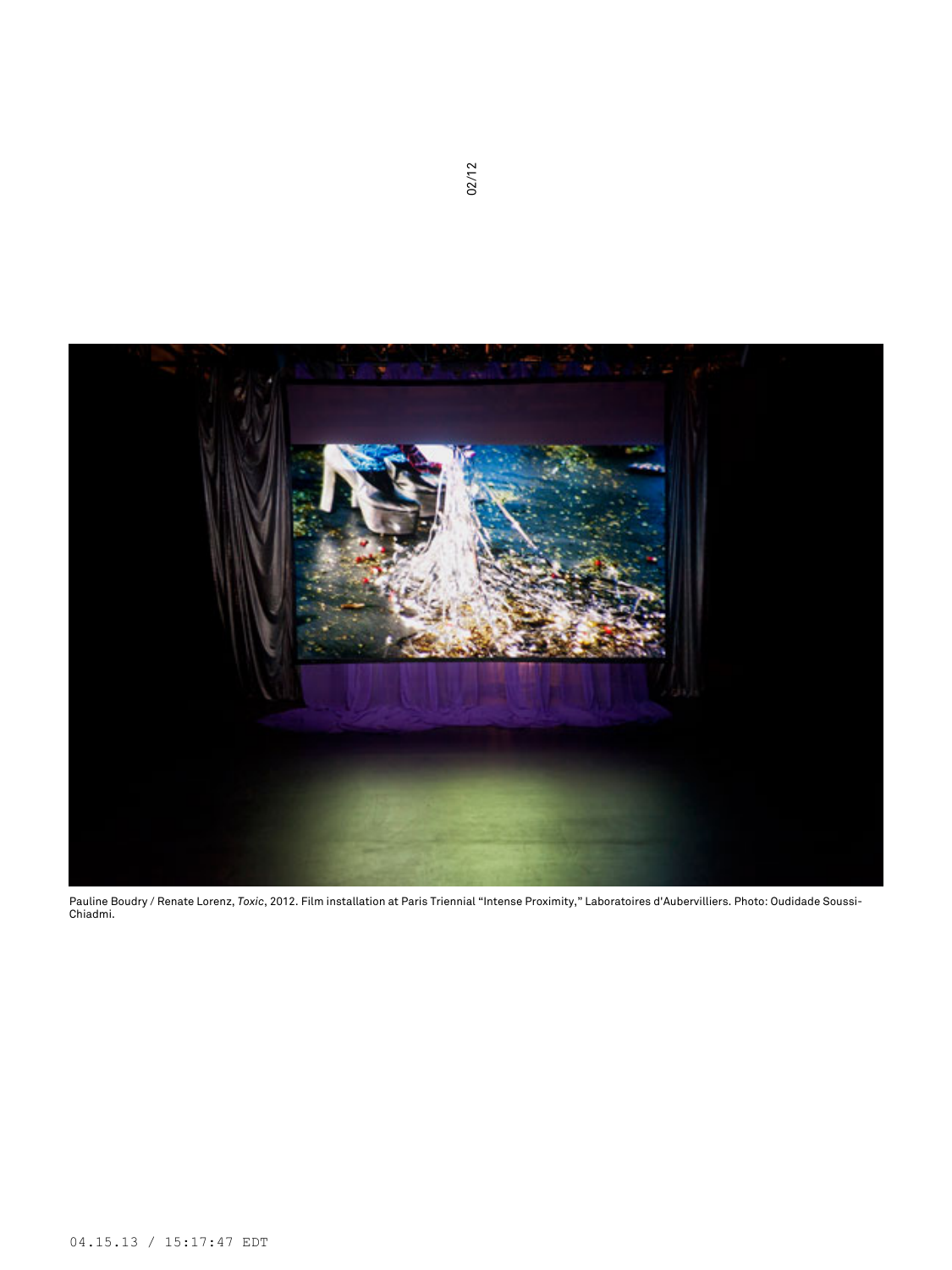Pauline Boudry / Renate Lorenz, *Toxic*, 2012. Film installation at Paris Triennial "Intense Proximity," Laboratoires d'Aubervilliers. Photo: Oudidade Soussi-Chiadmi.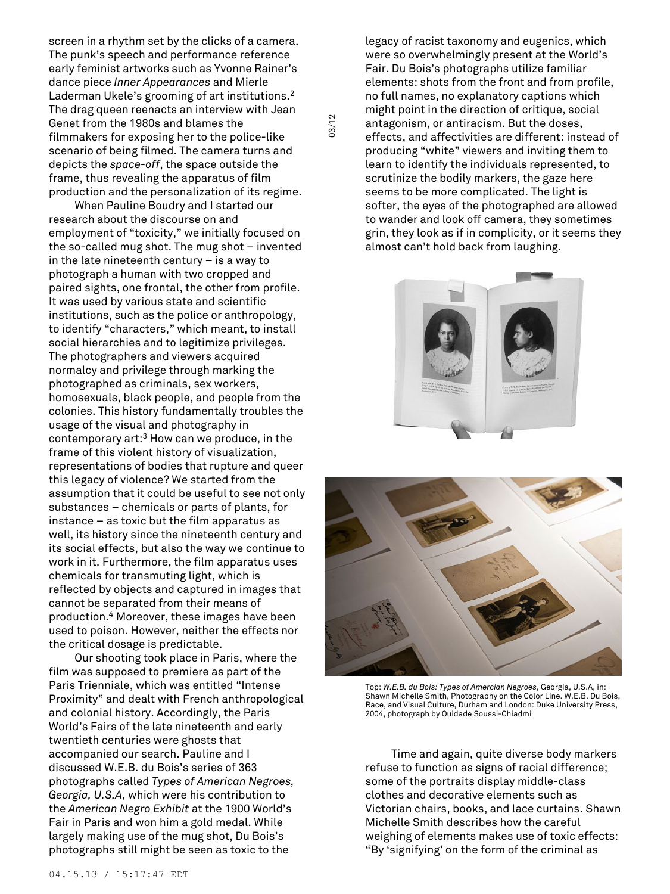screen in a rhythm set by the clicks of a camera. The punk's speech and performance reference early feminist artworks such as Yvonne Rainer's dance piece *Inner Appearances* and Mierle Laderman Ukele's grooming of art institutions.[2] The drag queen reenacts an interview with Jean Genet from the 1980s and blames the filmmakers for exposing her to the police-like scenario of being filmed. The camera turns and depicts the *space-off*, the space outside the frame, thus revealing the apparatus of film production and the personalization of its regime.

When Pauline Boudry and I started our research about the discourse on and employment of "toxicity," we initially focused on the so-called mug shot. The mug shot – invented in the late nineteenth century – is a way to photograph a human with two cropped and paired sights, one frontal, the other from profile. It was used by various state and scientific institutions, such as the police or anthropology, to identify "characters," which meant, to install social hierarchies and to legitimize privileges. The photographers and viewers acquired normalcy and privilege through marking the photographed as criminals, sex workers, homosexuals, black people, and people from the colonies. This history fundamentally troubles the usage of the visual and photography in contemporary art:[3] How can we produce, in the frame of this violent history of visualization, representations of bodies that rupture and queer this legacy of violence? We started from the assumption that it could be useful to see not only substances – chemicals or parts of plants, for instance – as toxic but the film apparatus as well, its history since the nineteenth century and its social effects, but also the way we continue to work in it. Furthermore, the film apparatus uses chemicals for transmuting light, which is reflected by objects and captured in images that cannot be separated from their means of production.[4] Moreover, these images have been used to poison. However, neither the effects nor the critical dosage is predictable.

Our shooting took place in Paris, where the film was supposed to premiere as part of the Paris Triennale, which was entitled "Intense Proximity" and dealt with French anthropological and colonial history. Accordingly, the Paris World's Fairs of the late nineteenth and early twentieth centuries were ghosts that accompanied our search. Pauline and I discussed W.E.B. du Bois's series of 363 photographs called *Types of American Negroes, Georgia, U.S.A*, which were his contribution to the *American Negro Exhibit* at the 1900 World's Fair in Paris and won him a gold medal. While largely making use of the mug shot, Du Bois's photographs still might be seen as toxic to the legacy of racist taxonomy and eugenics, which were so overwhelmingly present at the World's Fair. Du Bois's photographs utilize familiar elements: shots from the front and from profile, no full names, no explanatory captions which might point in the direction of critique, social antagonism, or antiracism. But the doses, effects, and affectivities are different: instead of producing "white" viewers and inviting them to learn to identify the individuals represented, to scrutinize the bodily markers, the gaze here seems to be more complicated. The light is softer, the eyes of the photographed are allowed to wander and look off camera, they sometimes grin, they look as if in complicity, or it seems they almost can't hold back from laughing.

Top: *W.E.B. du Bois: Types of Amercian Negroes*, Georgia, U.S.A, in: Shawn Michelle Smith, Photography on the Color Line. W.E.B. Du Bois, Race, and Visual Culture, Durham and London: Duke University Press, 2004, photograph by Ouidade Soussi-Chiadmi

Time and again, quite diverse body markers refuse to function as signs of racial difference; some of the portraits display middle-class clothes and decorative elements such as Victorian chairs, books, and lace curtains. Shawn Michelle Smith describes how the careful weighing of elements makes use of toxic effects: "By 'signifying' on the form of the criminal as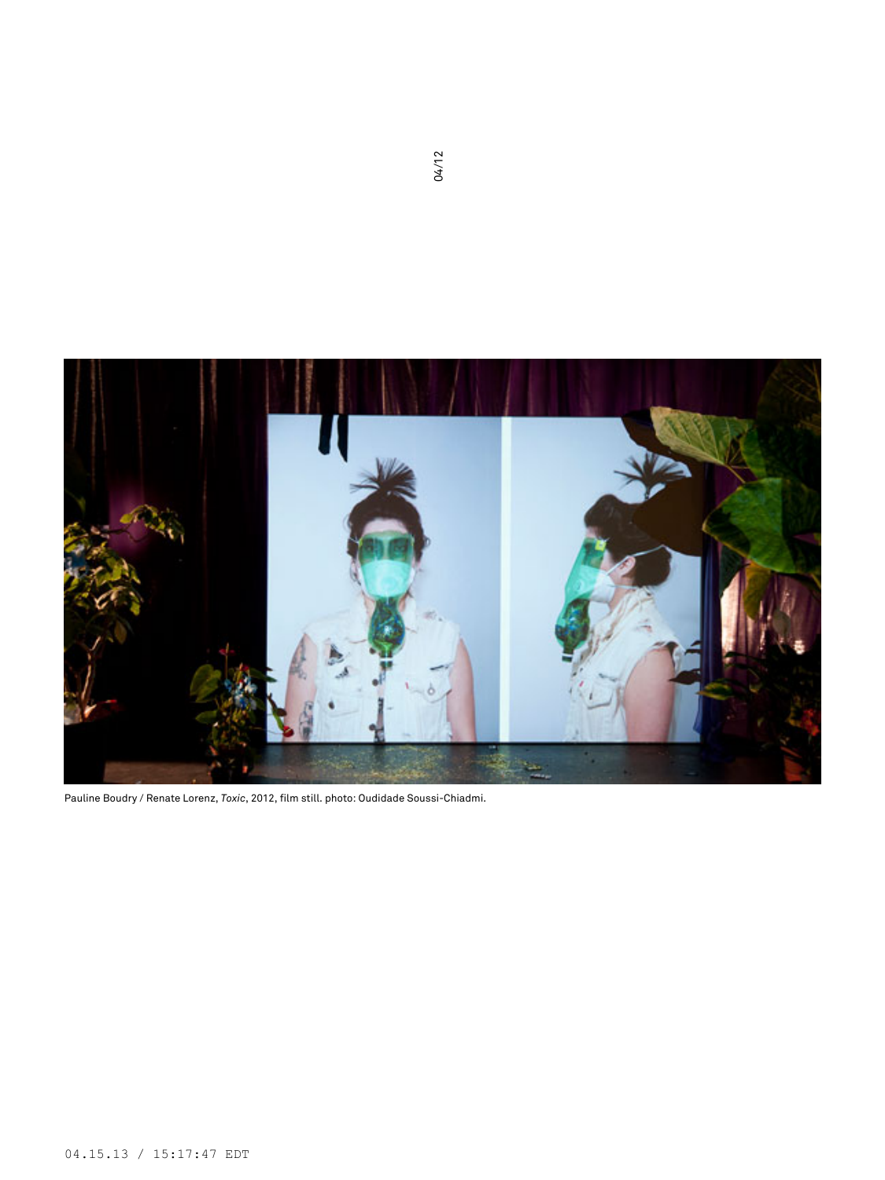Pauline Boudry / Renate Lorenz, *Toxic*, 2012, film still. photo: Oudidade Soussi-Chiadmi.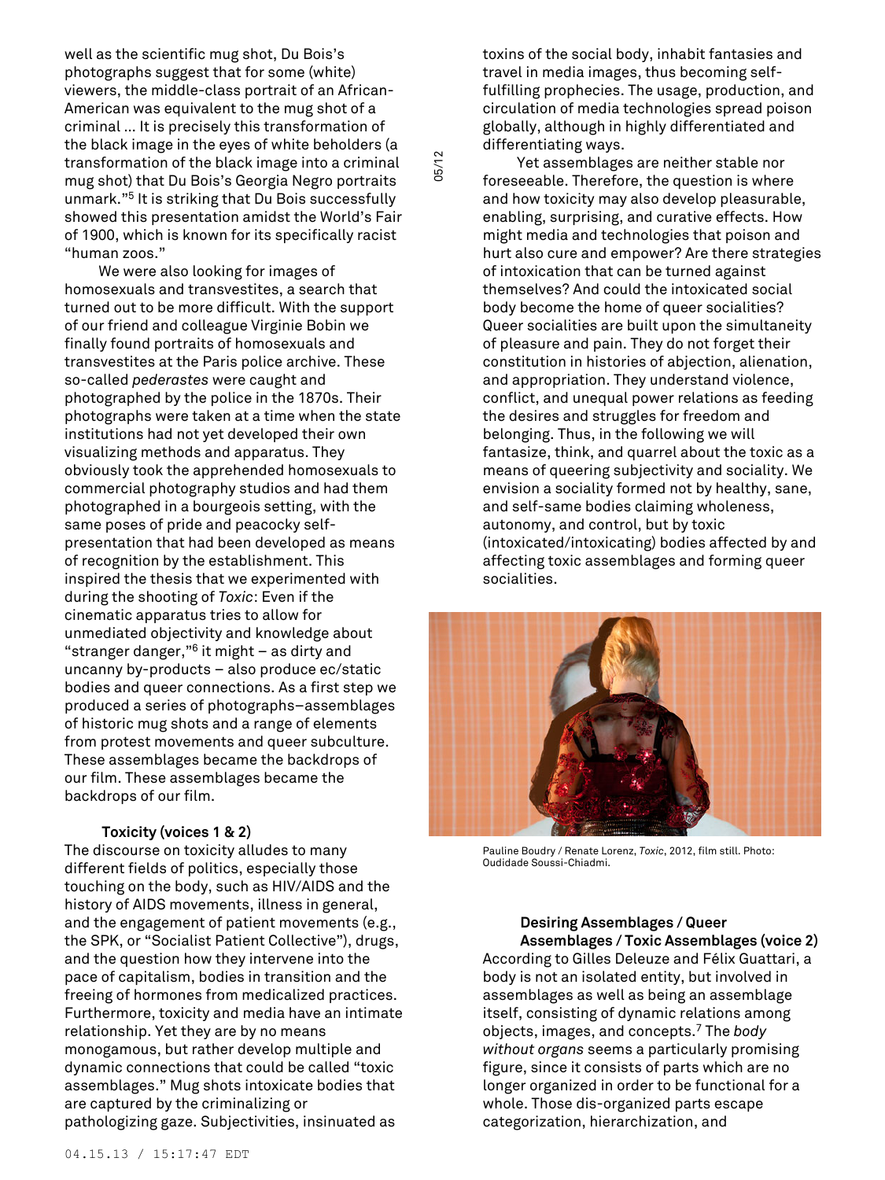well as the scientific mug shot, Du Bois's photographs suggest that for some (white) viewers, the middle-class portrait of an African-American was equivalent to the mug shot of a criminal ... It is precisely this transformation of the black image in the eyes of white beholders (a transformation of the black image into a criminal mug shot) that Du Bois's Georgia Negro portraits unmark."[5] It is striking that Du Bois successfully showed this presentation amidst the World's Fair of 1900, which is known for its specifically racist "human zoos."

We were also looking for images of homosexuals and transvestites, a search that turned out to be more difficult. With the support of our friend and colleague Virginie Bobin we finally found portraits of homosexuals and transvestites at the Paris police archive. These so-called *pederastes* were caught and photographed by the police in the 1870s. Their photographs were taken at a time when the state institutions had not yet developed their own visualizing methods and apparatus. They obviously took the apprehended homosexuals to commercial photography studios and had them photographed in a bourgeois setting, with the same poses of pride and peacocky self-presentation that had been developed as means of recognition by the establishment. This inspired the thesis that we experimented with during the shooting of *Toxic*: Even if the cinematic apparatus tries to allow for unmediated objectivity and knowledge about "stranger danger,"[6] it might – as dirty and uncanny by-products – also produce ec/static bodies and queer connections. As a first step we produced a series of photographs–assemblages of historic mug shots and a range of elements from protest movements and queer subculture. These assemblages became the backdrops of our film. These assemblages became the backdrops of our film.

**Toxicity (voices 1 & 2)**

The discourse on toxicity alludes to many different fields of politics, especially those touching on the body, such as HIV/AIDS and the history of AIDS movements, illness in general, and the engagement of patient movements (e.g., the SPK, or "Socialist Patient Collective"), drugs, and the question how they intervene into the pace of capitalism, bodies in transition and the freeing of hormones from medicalized practices. Furthermore, toxicity and media have an intimate relationship. Yet they are by no means monogamous, but rather develop multiple and dynamic connections that could be called "toxic assemblages." Mug shots intoxicate bodies that are captured by the criminalizing or pathologizing gaze. Subjectivities, insinuated as toxins of the social body, inhabit fantasies and travel in media images, thus becoming self-fulfilling prophecies. The usage, production, and circulation of media technologies spread poison globally, although in highly differentiated and differentiating ways.

Yet assemblages are neither stable nor foreseeable. Therefore, the question is where and how toxicity may also develop pleasurable, enabling, surprising, and curative effects. How might media and technologies that poison and hurt also cure and empower? Are there strategies of intoxication that can be turned against themselves? And could the intoxicated social body become the home of queer socialities? Queer socialities are built upon the simultaneity of pleasure and pain. They do not forget their constitution in histories of abjection, alienation, and appropriation. They understand violence, conflict, and unequal power relations as feeding the desires and struggles for freedom and belonging. Thus, in the following we will fantasize, think, and quarrel about the toxic as a means of queering subjectivity and sociality. We envision a sociality formed not by healthy, sane, and self-same bodies claiming wholeness, autonomy, and control, but by toxic (intoxicated/intoxicating) bodies affected by and affecting toxic assemblages and forming queer socialities.

Pauline Boudry / Renate Lorenz, *Toxic*, 2012, film still. Photo: Oudidade Soussi-Chiadmi.

**Desiring Assemblages / Queer Assemblages / Toxic Assemblages (voice 2)**

According to Gilles Deleuze and Félix Guattari, a body is not an isolated entity, but involved in assemblages as well as being an assemblage itself, consisting of dynamic relations among objects, images, and concepts.[7] The *body without organs* seems a particularly promising figure, since it consists of parts which are no longer organized in order to be functional for a whole. Those dis-organized parts escape categorization, hierarchization, and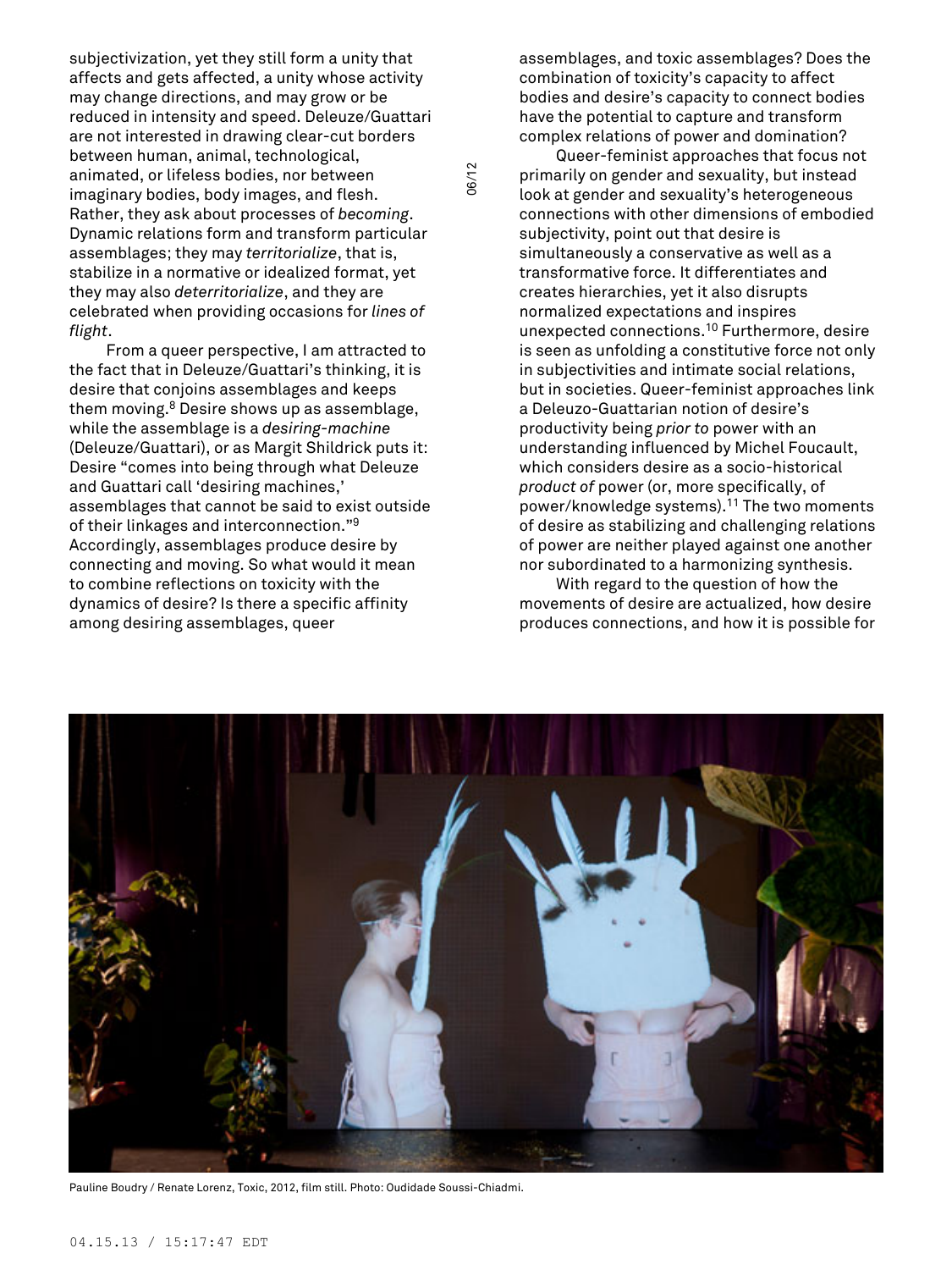subjectivization, yet they still form a unity that affects and gets affected, a unity whose activity may change directions, and may grow or be reduced in intensity and speed. Deleuze/Guattari are not interested in drawing clear-cut borders between human, animal, technological, animated, or lifeless bodies, nor between imaginary bodies, body images, and flesh. Rather, they ask about processes of *becoming*. Dynamic relations form and transform particular assemblages; they may *territorialize*, that is, stabilize in a normative or idealized format, yet they may also *deterritorialize*, and they are celebrated when providing occasions for *lines of flight*.

From a queer perspective, I am attracted to the fact that in Deleuze/Guattari's thinking, it is desire that conjoins assemblages and keeps them moving.[8] Desire shows up as assemblage, while the assemblage is a *desiring-machine* (Deleuze/Guattari), or as Margit Shildrick puts it: Desire "comes into being through what Deleuze and Guattari call 'desiring machines,' assemblages that cannot be said to exist outside of their linkages and interconnection."[9] Accordingly, assemblages produce desire by connecting and moving. So what would it mean to combine reflections on toxicity with the dynamics of desire? Is there a specific affinity among desiring assemblages, queer assemblages, and toxic assemblages? Does the combination of toxicity's capacity to affect bodies and desire's capacity to connect bodies have the potential to capture and transform complex relations of power and domination?

Queer-feminist approaches that focus not primarily on gender and sexuality, but instead look at gender and sexuality's heterogeneous connections with other dimensions of embodied subjectivity, point out that desire is simultaneously a conservative as well as a transformative force. It differentiates and creates hierarchies, yet it also disrupts normalized expectations and inspires unexpected connections.[10] Furthermore, desire is seen as unfolding a constitutive force not only in subjectivities and intimate social relations, but in societies. Queer-feminist approaches link a Deleuzo-Guattarian notion of desire's productivity being *prior to* power with an understanding influenced by Michel Foucault, which considers desire as a socio-historical *product of* power (or, more specifically, of power/knowledge systems).[11] The two moments of desire as stabilizing and challenging relations of power are neither played against one another nor subordinated to a harmonizing synthesis.

With regard to the question of how the movements of desire are actualized, how desire produces connections, and how it is possible for

Pauline Boudry / Renate Lorenz, Toxic, 2012, film still. Photo: Oudidade Soussi-Chiadmi.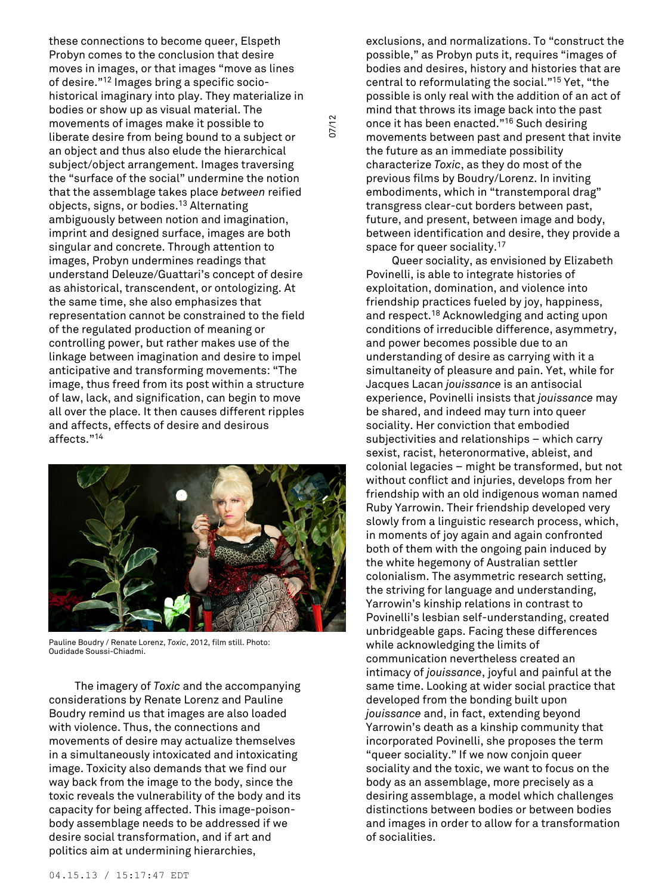these connections to become queer, Elspeth Probyn comes to the conclusion that desire moves in images, or that images "move as lines of desire."[12] Images bring a specific socio-historical imaginary into play. They materialize in bodies or show up as visual material. The movements of images make it possible to liberate desire from being bound to a subject or an object and thus also elude the hierarchical subject/object arrangement. Images traversing the "surface of the social" undermine the notion that the assemblage takes place *between* reified objects, signs, or bodies.[13] Alternating ambiguously between notion and imagination, imprint and designed surface, images are both singular and concrete. Through attention to images, Probyn undermines readings that understand Deleuze/Guattari's concept of desire as ahistorical, transcendent, or ontologizing. At the same time, she also emphasizes that representation cannot be constrained to the field of the regulated production of meaning or controlling power, but rather makes use of the linkage between imagination and desire to impel anticipative and transforming movements: "The image, thus freed from its post within a structure of law, lack, and signification, can begin to move all over the place. It then causes different ripples and affects, effects of desire and desirous affects."[14]

Pauline Boudry / Renate Lorenz, *Toxic*, 2012, film still. Photo: Oudidade Soussi-Chiadmi.

The imagery of *Toxic* and the accompanying considerations by Renate Lorenz and Pauline Boudry remind us that images are also loaded with violence. Thus, the connections and movements of desire may actualize themselves in a simultaneously intoxicated and intoxicating image. Toxicity also demands that we find our way back from the image to the body, since the toxic reveals the vulnerability of the body and its capacity for being affected. This image-poison-body assemblage needs to be addressed if we desire social transformation, and if art and politics aim at undermining hierarchies, exclusions, and normalizations. To "construct the possible," as Probyn puts it, requires "images of bodies and desires, history and histories that are central to reformulating the social."[15] Yet, "the possible is only real with the addition of an act of mind that throws its image back into the past once it has been enacted."[16] Such desiring movements between past and present that invite the future as an immediate possibility characterize *Toxic*, as they do most of the previous films by Boudry/Lorenz. In inviting embodiments, which in "transtemporal drag" transgress clear-cut borders between past, future, and present, between image and body, between identification and desire, they provide a space for queer sociality.[17]

Queer sociality, as envisioned by Elizabeth Povinelli, is able to integrate histories of exploitation, domination, and violence into friendship practices fueled by joy, happiness, and respect.[18] Acknowledging and acting upon conditions of irreducible difference, asymmetry, and power becomes possible due to an understanding of desire as carrying with it a simultaneity of pleasure and pain. Yet, while for Jacques Lacan *jouissance* is an antisocial experience, Povinelli insists that *jouissance* may be shared, and indeed may turn into queer sociality. Her conviction that embodied subjectivities and relationships – which carry sexist, racist, heteronormative, ableist, and colonial legacies – might be transformed, but not without conflict and injuries, develops from her friendship with an old indigenous woman named Ruby Yarrowin. Their friendship developed very slowly from a linguistic research process, which, in moments of joy again and again confronted both of them with the ongoing pain induced by the white hegemony of Australian settler colonialism. The asymmetric research setting, the striving for language and understanding, Yarrowin's kinship relations in contrast to Povinelli's lesbian self-understanding, created unbridgeable gaps. Facing these differences while acknowledging the limits of communication nevertheless created an intimacy of *jouissance*, joyful and painful at the same time. Looking at wider social practice that developed from the bonding built upon *jouissance* and, in fact, extending beyond Yarrowin's death as a kinship community that incorporated Povinelli, she proposes the term "queer sociality." If we now conjoin queer sociality and the toxic, we want to focus on the body as an assemblage, more precisely as a desiring assemblage, a model which challenges distinctions between bodies or between bodies and images in order to allow for a transformation of socialities.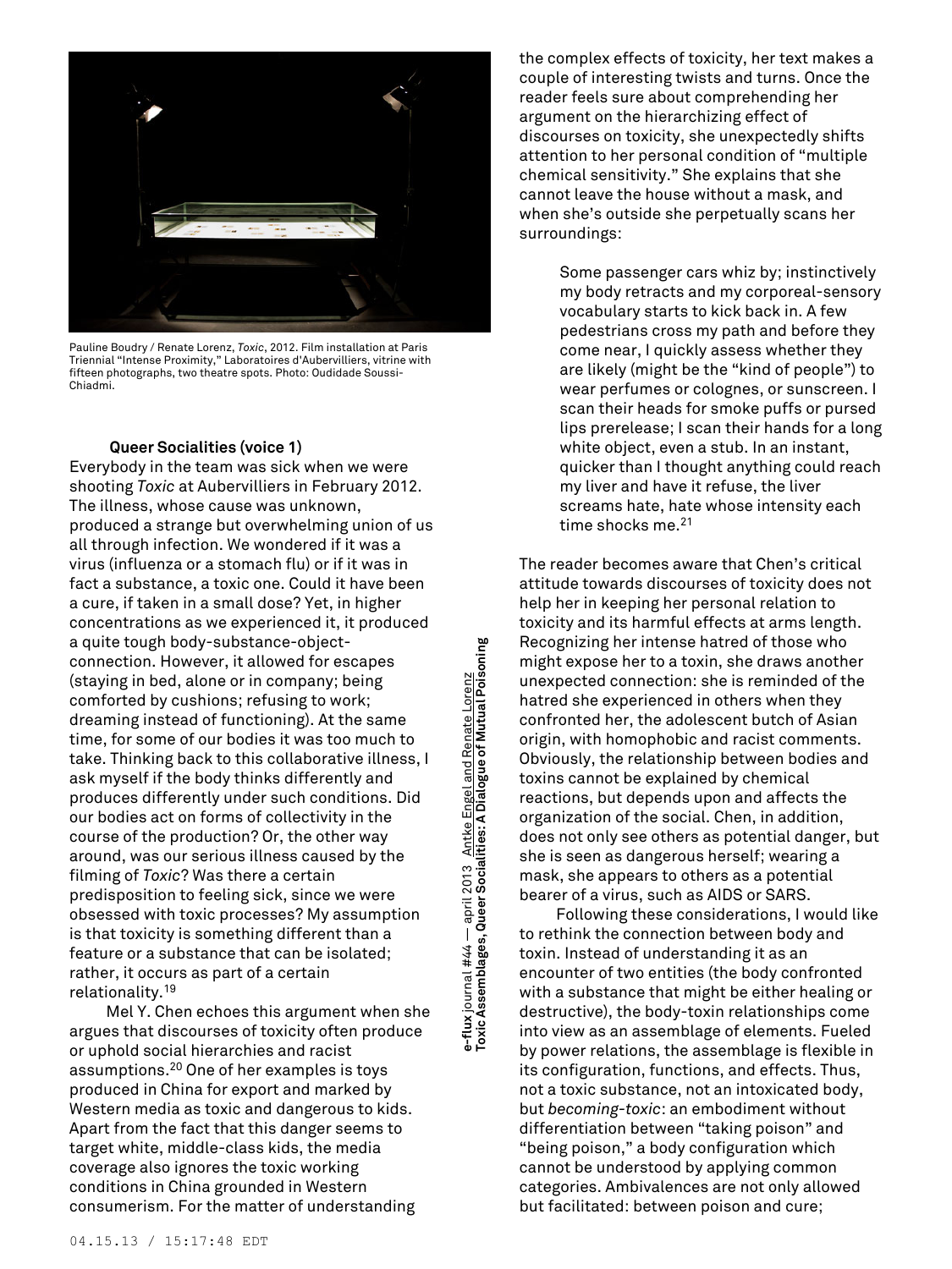Pauline Boudry / Renate Lorenz, *Toxic*, 2012. Film installation at Paris Triennial "Intense Proximity," Laboratoires d'Aubervilliers, vitrine with fifteen photographs, two theatre spots. Photo: Oudidade Soussi-Chiadmi.

**Queer Socialities (voice 1)**

Everybody in the team was sick when we were shooting *Toxic* at Aubervilliers in February 2012. The illness, whose cause was unknown, produced a strange but overwhelming union of us all through infection. We wondered if it was a virus (influenza or a stomach flu) or if it was in fact a substance, a toxic one. Could it have been a cure, if taken in a small dose? Yet, in higher concentrations as we experienced it, it produced a quite tough body-substance-object-connection. However, it allowed for escapes (staying in bed, alone or in company; being comforted by cushions; refusing to work; dreaming instead of functioning). At the same time, for some of our bodies it was too much to take. Thinking back to this collaborative illness, I ask myself if the body thinks differently and produces differently under such conditions. Did our bodies act on forms of collectivity in the course of the production? Or, the other way around, was our serious illness caused by the filming of *Toxic*? Was there a certain predisposition to feeling sick, since we were obsessed with toxic processes? My assumption is that toxicity is something different than a feature or a substance that can be isolated; rather, it occurs as part of a certain relationality.[19]

Mel Y. Chen echoes this argument when she argues that discourses of toxicity often produce or uphold social hierarchies and racist assumptions.[20] One of her examples is toys produced in China for export and marked by Western media as toxic and dangerous to kids. Apart from the fact that this danger seems to target white, middle-class kids, the media coverage also ignores the toxic working conditions in China grounded in Western consumerism. For the matter of understanding the complex effects of toxicity, her text makes a couple of interesting twists and turns. Once the reader feels sure about comprehending her argument on the hierarchizing effect of discourses on toxicity, she unexpectedly shifts attention to her personal condition of "multiple chemical sensitivity." She explains that she cannot leave the house without a mask, and when she's outside she perpetually scans her surroundings:

> Some passenger cars whiz by; instinctively my body retracts and my corporeal-sensory vocabulary starts to kick back in. A few pedestrians cross my path and before they come near, I quickly assess whether they are likely (might be the "kind of people") to wear perfumes or colognes, or sunscreen. I scan their heads for smoke puffs or pursed lips prerelease; I scan their hands for a long white object, even a stub. In an instant, quicker than I thought anything could reach my liver and have it refuse, the liver screams hate, hate whose intensity each time shocks me.[21]

The reader becomes aware that Chen's critical attitude towards discourses of toxicity does not help her in keeping her personal relation to toxicity and its harmful effects at arms length. Recognizing her intense hatred of those who might expose her to a toxin, she draws another unexpected connection: she is reminded of the hatred she experienced in others when they confronted her, the adolescent butch of Asian origin, with homophobic and racist comments. Obviously, the relationship between bodies and toxins cannot be explained by chemical reactions, but depends upon and affects the organization of the social. Chen, in addition, does not only see others as potential danger, but she is seen as dangerous herself; wearing a mask, she appears to others as a potential bearer of a virus, such as AIDS or SARS.

Following these considerations, I would like to rethink the connection between body and toxin. Instead of understanding it as an encounter of two entities (the body confronted with a substance that might be either healing or destructive), the body-toxin relationships come into view as an assemblage of elements. Fueled by power relations, the assemblage is flexible in its configuration, functions, and effects. Thus, not a toxic substance, not an intoxicated body, but *becoming-toxic*: an embodiment without differentiation between "taking poison" and "being poison," a body configuration which cannot be understood by applying common categories. Ambivalences are not only allowed but facilitated: between poison and cure;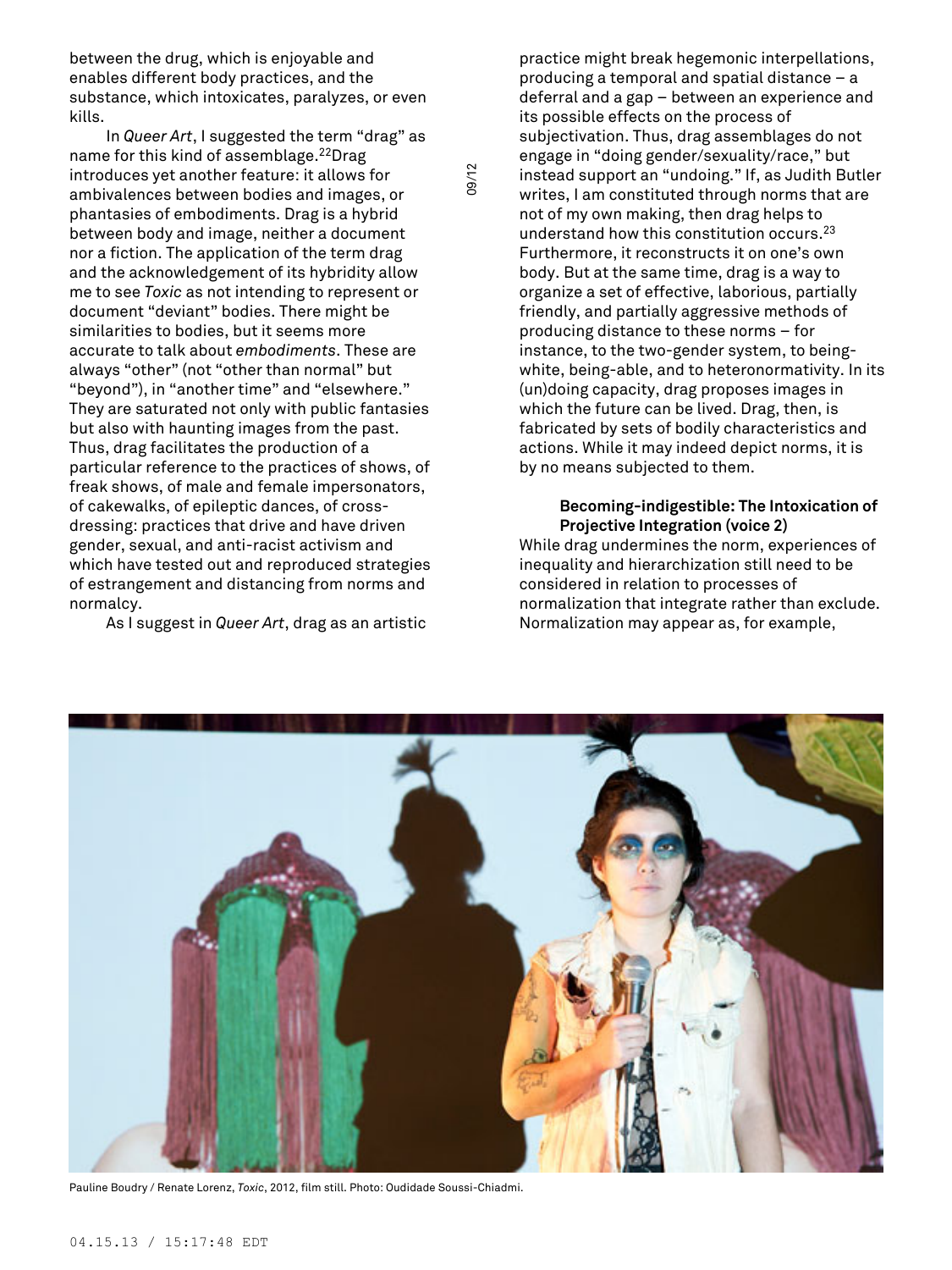between the drug, which is enjoyable and enables different body practices, and the substance, which intoxicates, paralyzes, or even kills.

In *Queer Art*, I suggested the term "drag" as name for this kind of assemblage.[22] Drag introduces yet another feature: it allows for ambivalences between bodies and images, or phantasies of embodiments. Drag is a hybrid between body and image, neither a document nor a fiction. The application of the term drag and the acknowledgement of its hybridity allow me to see *Toxic* as not intending to represent or document "deviant" bodies. There might be similarities to bodies, but it seems more accurate to talk about *embodiments*. These are always "other" (not "other than normal" but "beyond"), in "another time" and "elsewhere." They are saturated not only with public fantasies but also with haunting images from the past. Thus, drag facilitates the production of a particular reference to the practices of shows, of freak shows, of male and female impersonators, of cakewalks, of epileptic dances, of cross-dressing: practices that drive and have driven gender, sexual, and anti-racist activism and which have tested out and reproduced strategies of estrangement and distancing from norms and normalcy.

As I suggest in *Queer Art*, drag as an artistic practice might break hegemonic interpellations, producing a temporal and spatial distance – a deferral and a gap – between an experience and its possible effects on the process of subjectivation. Thus, drag assemblages do not engage in "doing gender/sexuality/race," but instead support an "undoing." If, as Judith Butler writes, I am constituted through norms that are not of my own making, then drag helps to understand how this constitution occurs.[23] Furthermore, it reconstructs it on one's own body. But at the same time, drag is a way to organize a set of effective, laborious, partially friendly, and partially aggressive methods of producing distance to these norms – for instance, to the two-gender system, to being-white, being-able, and to heteronormativity. In its (un)doing capacity, drag proposes images in which the future can be lived. Drag, then, is fabricated by sets of bodily characteristics and actions. While it may indeed depict norms, it is by no means subjected to them.

**Becoming-indigestible: The Intoxication of Projective Integration (voice 2)**

While drag undermines the norm, experiences of inequality and hierarchization still need to be considered in relation to processes of normalization that integrate rather than exclude. Normalization may appear as, for example,

Pauline Boudry / Renate Lorenz, *Toxic*, 2012, film still. Photo: Oudidade Soussi-Chiadmi.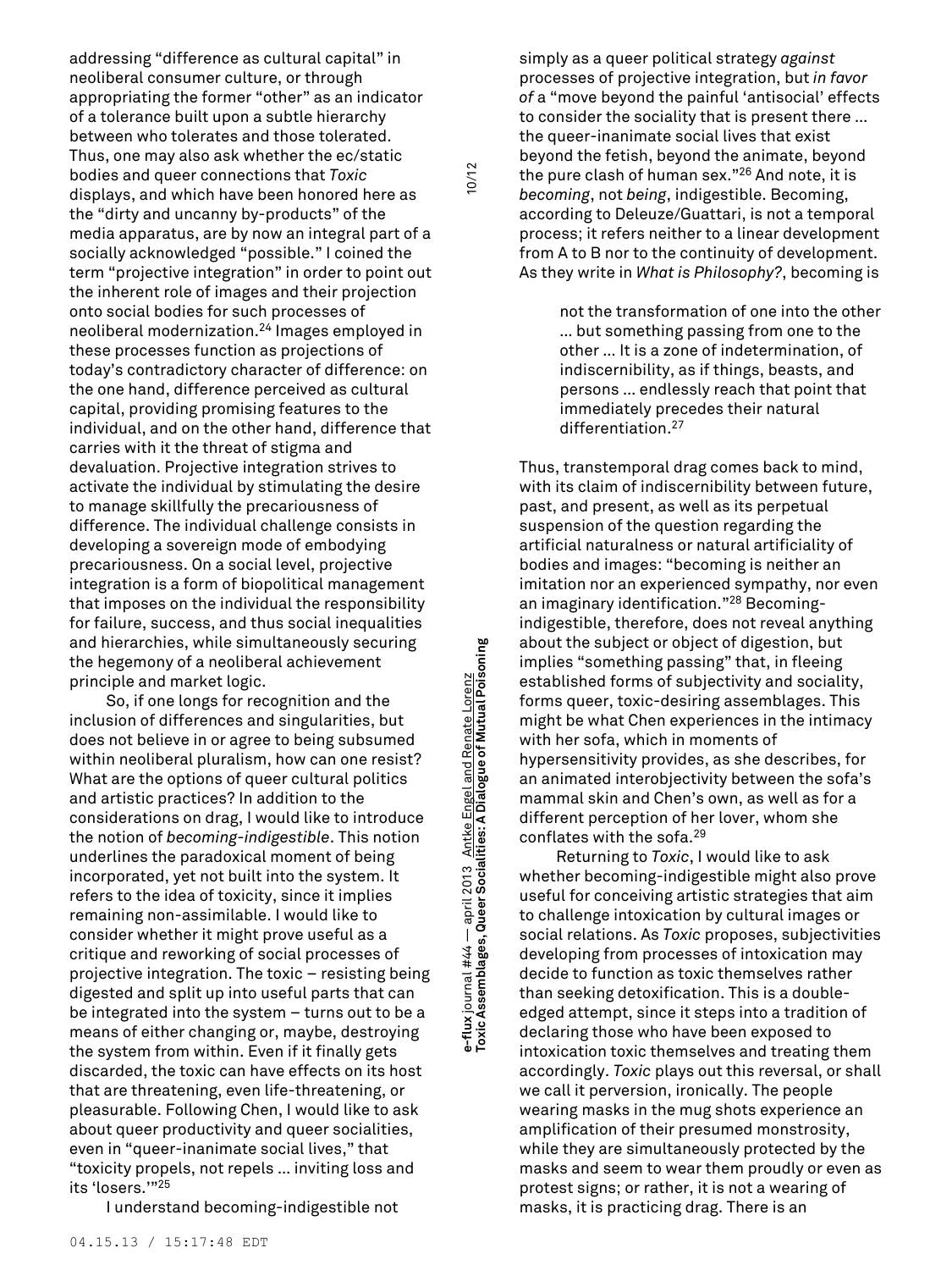addressing "difference as cultural capital" in neoliberal consumer culture, or through appropriating the former "other" as an indicator of a tolerance built upon a subtle hierarchy between who tolerates and those tolerated. Thus, one may also ask whether the ec/static bodies and queer connections that *Toxic* displays, and which have been honored here as the "dirty and uncanny by-products" of the media apparatus, are by now an integral part of a socially acknowledged "possible." I coined the term "projective integration" in order to point out the inherent role of images and their projection onto social bodies for such processes of neoliberal modernization.[24] Images employed in these processes function as projections of today's contradictory character of difference: on the one hand, difference perceived as cultural capital, providing promising features to the individual, and on the other hand, difference that carries with it the threat of stigma and devaluation. Projective integration strives to activate the individual by stimulating the desire to manage skillfully the precariousness of difference. The individual challenge consists in developing a sovereign mode of embodying precariousness. On a social level, projective integration is a form of biopolitical management that imposes on the individual the responsibility for failure, success, and thus social inequalities and hierarchies, while simultaneously securing the hegemony of a neoliberal achievement principle and market logic.

So, if one longs for recognition and the inclusion of differences and singularities, but does not believe in or agree to being subsumed within neoliberal pluralism, how can one resist? What are the options of queer cultural politics and artistic practices? In addition to the considerations on drag, I would like to introduce the notion of *becoming-indigestible*. This notion underlines the paradoxical moment of being incorporated, yet not built into the system. It refers to the idea of toxicity, since it implies remaining non-assimilable. I would like to consider whether it might prove useful as a critique and reworking of social processes of projective integration. The toxic – resisting being digested and split up into useful parts that can be integrated into the system – turns out to be a means of either changing or, maybe, destroying the system from within. Even if it finally gets discarded, the toxic can have effects on its host that are threatening, even life-threatening, or pleasurable. Following Chen, I would like to ask about queer productivity and queer socialities, even in "queer-inanimate social lives," that "toxicity propels, not repels ... inviting loss and its 'losers.'"[25]

I understand becoming-indigestible not simply as a queer political strategy *against* processes of projective integration, but *in favor of* a "move beyond the painful 'antisocial' effects to consider the sociality that is present there ... the queer-inanimate social lives that exist beyond the fetish, beyond the animate, beyond the pure clash of human sex."[26] And note, it is *becoming*, not *being*, indigestible. Becoming, according to Deleuze/Guattari, is not a temporal process; it refers neither to a linear development from A to B nor to the continuity of development. As they write in *What is Philosophy?*, becoming is

> not the transformation of one into the other ... but something passing from one to the other ... It is a zone of indetermination, of indiscernibility, as if things, beasts, and persons ... endlessly reach that point that immediately precedes their natural differentiation.[27]

Thus, transtemporal drag comes back to mind, with its claim of indiscernibility between future, past, and present, as well as its perpetual suspension of the question regarding the artificial naturalness or natural artificiality of bodies and images: "becoming is neither an imitation nor an experienced sympathy, nor even an imaginary identification."[28] Becoming-indigestible, therefore, does not reveal anything about the subject or object of digestion, but implies "something passing" that, in fleeing established forms of subjectivity and sociality, forms queer, toxic-desiring assemblages. This might be what Chen experiences in the intimacy with her sofa, which in moments of hypersensitivity provides, as she describes, for an animated interobjectivity between the sofa's mammal skin and Chen's own, as well as for a different perception of her lover, whom she conflates with the sofa.[29]

Returning to *Toxic*, I would like to ask whether becoming-indigestible might also prove useful for conceiving artistic strategies that aim to challenge intoxication by cultural images or social relations. As *Toxic* proposes, subjectivities developing from processes of intoxication may decide to function as toxic themselves rather than seeking detoxification. This is a double-edged attempt, since it steps into a tradition of declaring those who have been exposed to intoxication toxic themselves and treating them accordingly. *Toxic* plays out this reversal, or shall we call it perversion, ironically. The people wearing masks in the mug shots experience an amplification of their presumed monstrosity, while they are simultaneously protected by the masks and seem to wear them proudly or even as protest signs; or rather, it is not a wearing of masks, it is practicing drag. There is an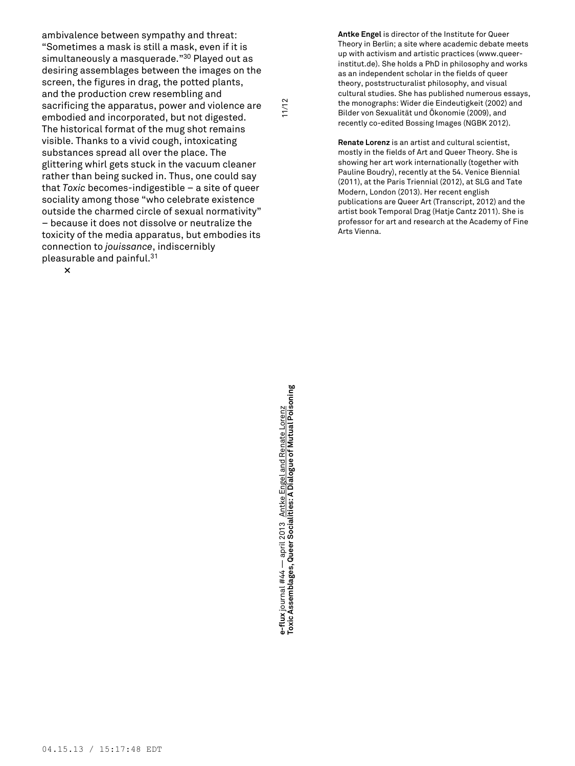ambivalence between sympathy and threat: “Sometimes a mask is still a mask, even if it is simultaneously a masquerade.”[30] Played out as desiring assemblages between the images on the screen, the figures in drag, the potted plants, and the production crew resembling and sacrificing the apparatus, power and violence are embodied and incorporated, but not digested. The historical format of the mug shot remains visible. Thanks to a vivid cough, intoxicating substances spread all over the place. The glittering whirl gets stuck in the vacuum cleaner rather than being sucked in. Thus, one could say that *Toxic* becomes-indigestible – a site of queer sociality among those “who celebrate existence outside the charmed circle of sexual normativity” – because it does not dissolve or neutralize the toxicity of the media apparatus, but embodies its connection to *jouissance*, indiscernibly pleasurable and painful.[31]

×

**Antke Engel** is director of the Institute for Queer Theory in Berlin; a site where academic debate meets up with activism and artistic practices (www.queer-institut.de). She holds a PhD in philosophy and works as an independent scholar in the fields of queer theory, poststructuralist philosophy, and visual cultural studies. She has published numerous essays, the monographs: Wider die Eindeutigkeit (2002) and Bilder von Sexualität und Ökonomie (2009), and recently co-edited Bossing Images (NGBK 2012).

**Renate Lorenz** is an artist and cultural scientist, mostly in the fields of Art and Queer Theory. She is showing her art work internationally (together with Pauline Boudry), recently at the 54. Venice Biennial (2011), at the Paris Triennial (2012), at SLG and Tate Modern, London (2013). Her recent english publications are Queer Art (Transcript, 2012) and the artist book Temporal Drag (Hatje Cantz 2011). She is professor for art and research at the Academy of Fine Arts Vienna.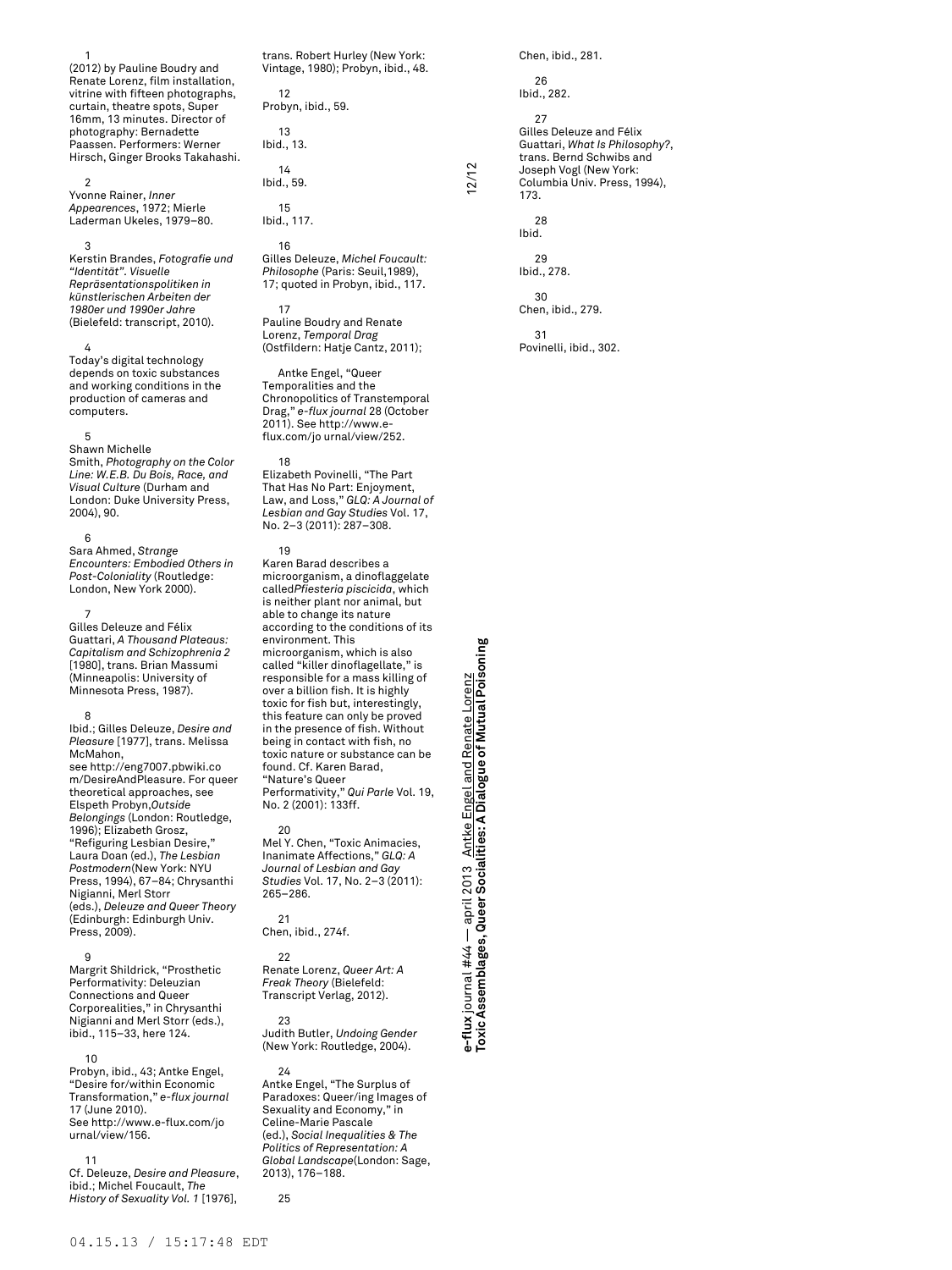1
(2012) by Pauline Boudry and Renate Lorenz, film installation, vitrine with fifteen photographs, curtain, theatre spots, Super 16mm, 13 minutes. Director of photography: Bernadette Paassen. Performers: Werner Hirsch, Ginger Brooks Takahashi.

2
Yvonne Rainer, *Inner Appearences*, 1972; Mierle Laderman Ukeles, 1979–80.

3
Kerstin Brandes, *Fotografie und "Identität". Visuelle Repräsentationspolitiken in künstlerischen Arbeiten der 1980er und 1990er Jahre* (Bielefeld: transcript, 2010).

4
Today's digital technology depends on toxic substances and working conditions in the production of cameras and computers.

5
Shawn Michelle Smith, *Photography on the Color Line: W.E.B. Du Bois, Race, and Visual Culture* (Durham and London: Duke University Press, 2004), 90.

6
Sara Ahmed, *Strange Encounters: Embodied Others in Post-Coloniality* (Routledge: London, New York 2000).

7
Gilles Deleuze and Félix Guattari, *A Thousand Plateaus: Capitalism and Schizophrenia 2* [1980], trans. Brian Massumi (Minneapolis: University of Minnesota Press, 1987).

8
Ibid.; Gilles Deleuze, *Desire and Pleasure* [1977], trans. Melissa McMahon, see http://eng7007.pbwiki.com/DesireAndPleasure. For queer theoretical approaches, see Elspeth Probyn,*Outside Belongings* (London: Routledge, 1996); Elizabeth Grosz, "Refiguring Lesbian Desire," Laura Doan (ed.), *The Lesbian Postmodern*(New York: NYU Press, 1994), 67–84; Chrysanthi Nigianni, Merl Storr (eds.), *Deleuze and Queer Theory* (Edinburgh: Edinburgh Univ. Press, 2009).

9
Margrit Shildrick, "Prosthetic Performativity: Deleuzian Connections and Queer Corporealities," in Chrysanthi Nigianni and Merl Storr (eds.), ibid., 115–33, here 124.

10
Probyn, ibid., 43; Antke Engel, "Desire for/within Economic Transformation," *e-flux journal* 17 (June 2010). See http://www.e-flux.com/journal/view/156.

11
Cf. Deleuze, *Desire and Pleasure*, ibid.; Michel Foucault, *The History of Sexuality Vol. 1* [1976], trans. Robert Hurley (New York: Vintage, 1980); Probyn, ibid., 48.

12
Probyn, ibid., 59.

13
Ibid., 13.

14
Ibid., 59.

15
Ibid., 117.

16
Gilles Deleuze, *Michel Foucault: Philosophe* (Paris: Seuil,1989), 17; quoted in Probyn, ibid., 117.

17
Pauline Boudry and Renate Lorenz, *Temporal Drag* (Ostfildern: Hatje Cantz, 2011);

Antke Engel, "Queer Temporalities and the Chronopolitics of Transtemporal Drag," *e-flux journal* 28 (October 2011). See http://www.e-flux.com/journal/view/252.

18
Elizabeth Povinelli, "The Part That Has No Part: Enjoyment, Law, and Loss," *GLQ: A Journal of Lesbian and Gay Studies* Vol. 17, No. 2–3 (2011): 287–308.

19
Karen Barad describes a microorganism, a dinoflaggelate called*Pfiesteria piscicida*, which is neither plant nor animal, but able to change its nature according to the conditions of its environment. This microorganism, which is also called "killer dinoflagellate," is responsible for a mass killing of over a billion fish. It is highly toxic for fish but, interestingly, this feature can only be proved in the presence of fish. Without being in contact with fish, no toxic nature or substance can be found. Cf. Karen Barad, "Nature's Queer Performativity," *Qui Parle* Vol. 19, No. 2 (2001): 133ff.

20
Mel Y. Chen, "Toxic Animacies, Inanimate Affections," *GLQ: A Journal of Lesbian and Gay Studies* Vol. 17, No. 2–3 (2011): 265–286.

21
Chen, ibid., 274f.

22
Renate Lorenz, *Queer Art: A Freak Theory* (Bielefeld: Transcript Verlag, 2012).

23
Judith Butler, *Undoing Gender* (New York: Routledge, 2004).

24
Antke Engel, "The Surplus of Paradoxes: Queer/ing Images of Sexuality and Economy," in Celine-Marie Pascale (ed.), *Social Inequalities & The Politics of Representation: A Global Landscape*(London: Sage, 2013), 176–188.

25
Chen, ibid., 281.

26
Ibid., 282.

27
Gilles Deleuze and Félix Guattari, *What Is Philosophy?*, trans. Bernd Schwibs and Joseph Vogl (New York: Columbia Univ. Press, 1994), 173.

28
Ibid.

29
Ibid., 278.

30
Chen, ibid., 279.

31
Povinelli, ibid., 302.